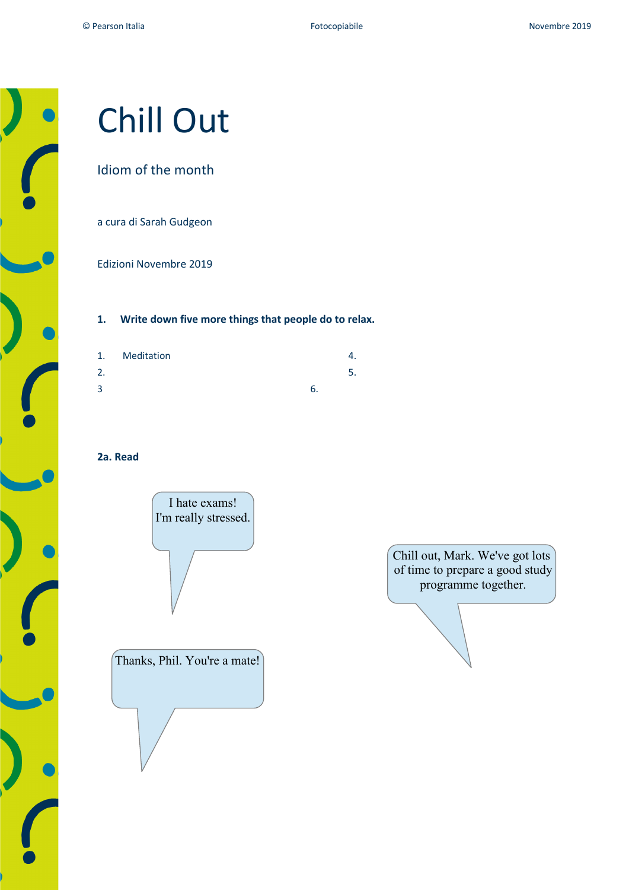# Chill Out

## Idiom of the month

a cura di Sarah Gudgeon

Edizioni Novembre 2019

**1. Write down five more things that people do to relax.**

1. Meditation
2. 
3 
4. 
5. 
6. 

**2a. Read**

I hate exams! I'm really stressed.

Chill out, Mark. We've got lots of time to prepare a good study programme together.

Thanks, Phil. You're a mate!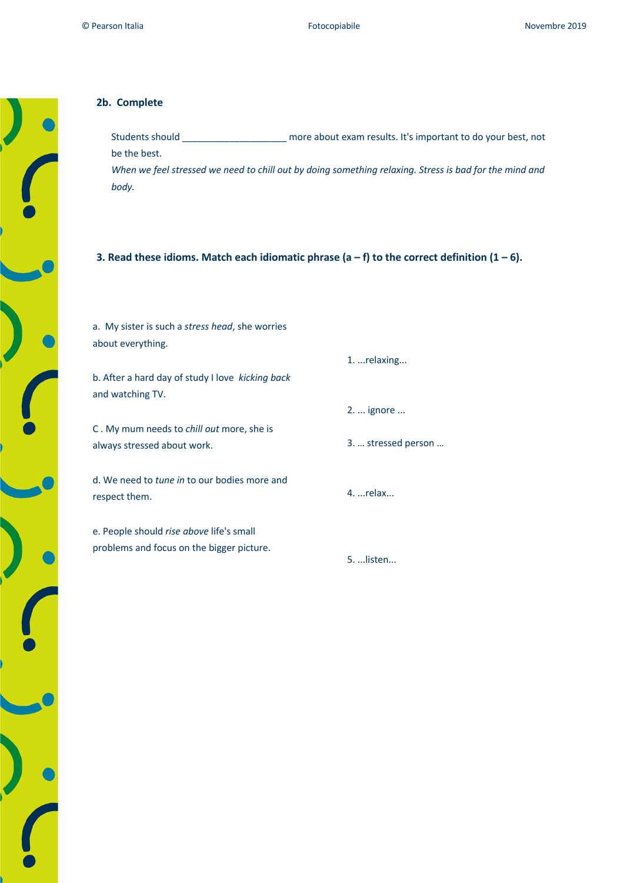### 2b. Complete

Students should ____________________ more about exam results. It's important to do your best, not be the best.

*When we feel stressed we need to chill out by doing something relaxing. Stress is bad for the mind and body.*

### 3. Read these idioms. Match each idiomatic phrase (a – f) to the correct definition (1 – 6).

a. My sister is such a *stress head*, she worries about everything.

b. After a hard day of study I love *kicking back* and watching TV.

C . My mum needs to *chill out* more, she is always stressed about work.

d. We need to *tune in* to our bodies more and respect them.

e. People should *rise above* life's small problems and focus on the bigger picture.

1. ...relaxing...

2. ... ignore ...

3. … stressed person …

4. ...relax...

5. ...listen...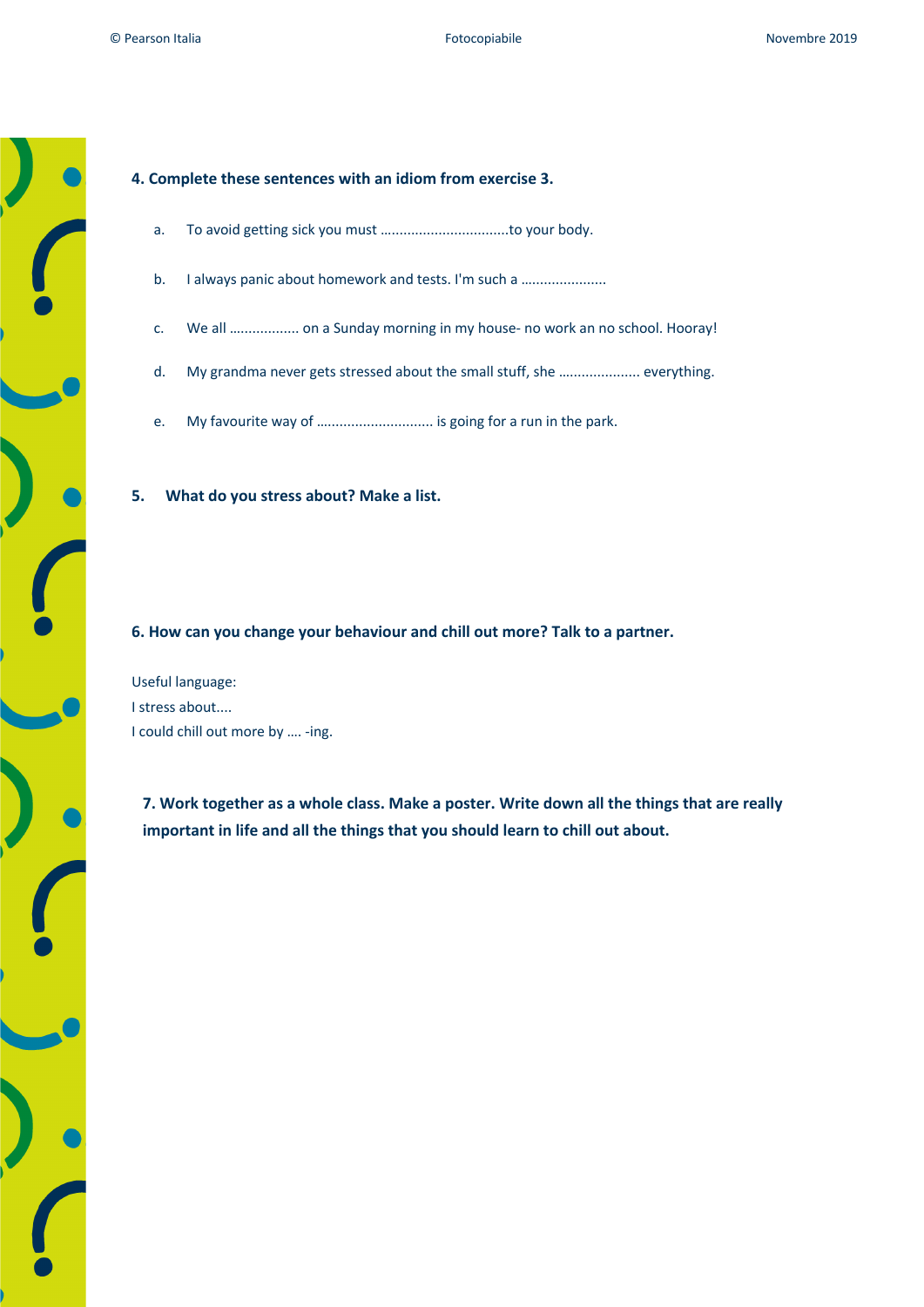**4. Complete these sentences with an idiom from exercise 3.**

a. To avoid getting sick you must ................................to your body.

b. I always panic about homework and tests. I'm such a .....................

c. We all ................. on a Sunday morning in my house- no work an no school. Hooray!

d. My grandma never gets stressed about the small stuff, she .................... everything.

e. My favourite way of ............................. is going for a run in the park.

**5. What do you stress about? Make a list.**

**6. How can you change your behaviour and chill out more? Talk to a partner.**

Useful language:
I stress about....
I could chill out more by …. -ing.

**7. Work together as a whole class. Make a poster. Write down all the things that are really important in life and all the things that you should learn to chill out about.**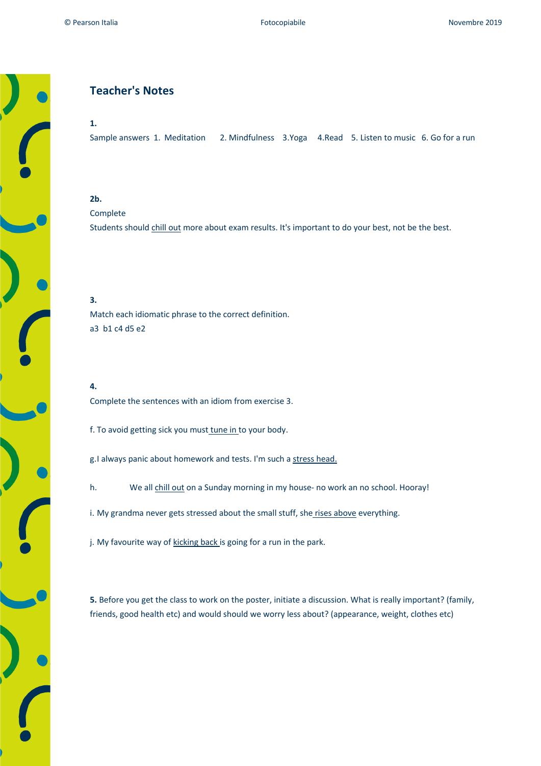## Teacher's Notes

**1.**

Sample answers 1. Meditation 2. Mindfulness 3.Yoga 4.Read 5. Listen to music 6. Go for a run

**2b.**

Complete

Students should <u>chill out</u> more about exam results. It's important to do your best, not be the best.

**3.**

Match each idiomatic phrase to the correct definition.

a3 b1 c4 d5 e2

**4.**

Complete the sentences with an idiom from exercise 3.

f. To avoid getting sick you must <u>tune in</u> to your body.

g.I always panic about homework and tests. I'm such a <u>stress head.</u>

h. We all <u>chill out</u> on a Sunday morning in my house- no work an no school. Hooray!

i. My grandma never gets stressed about the small stuff, she <u>rises above</u> everything.

j. My favourite way of <u>kicking back</u> is going for a run in the park.

**5.** Before you get the class to work on the poster, initiate a discussion. What is really important? (family, friends, good health etc) and would should we worry less about? (appearance, weight, clothes etc)